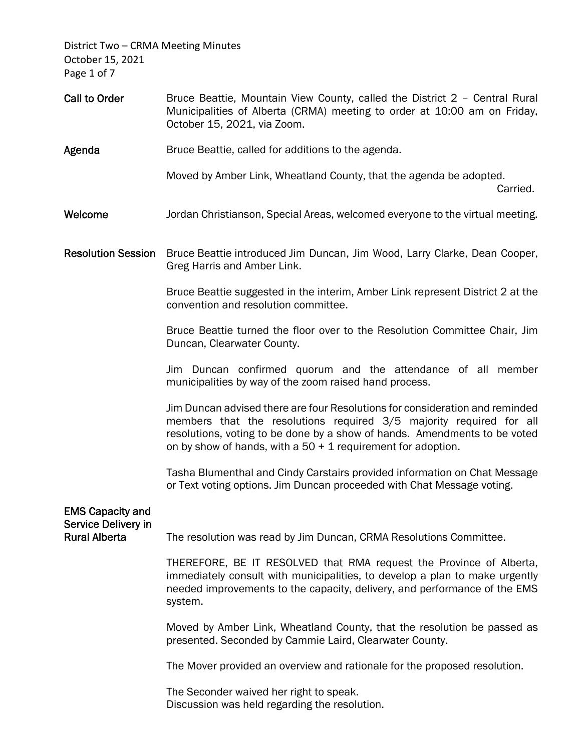**Call to Order**

Bruce Beattie, Mountain View County, called the District 2 – Central Rural Municipalities of Alberta (CRMA) meeting to order at 10:00 am on Friday, October 15, 2021, via Zoom.

**Agenda**

Bruce Beattie, called for additions to the agenda.

Moved by Amber Link, Wheatland County, that the agenda be adopted.
Carried.

**Welcome**

Jordan Christianson, Special Areas, welcomed everyone to the virtual meeting.

**Resolution Session**

Bruce Beattie introduced Jim Duncan, Jim Wood, Larry Clarke, Dean Cooper, Greg Harris and Amber Link.

Bruce Beattie suggested in the interim, Amber Link represent District 2 at the convention and resolution committee.

Bruce Beattie turned the floor over to the Resolution Committee Chair, Jim Duncan, Clearwater County.

Jim Duncan confirmed quorum and the attendance of all member municipalities by way of the zoom raised hand process.

Jim Duncan advised there are four Resolutions for consideration and reminded members that the resolutions required 3/5 majority required for all resolutions, voting to be done by a show of hands. Amendments to be voted on by show of hands, with a 50 + 1 requirement for adoption.

Tasha Blumenthal and Cindy Carstairs provided information on Chat Message or Text voting options. Jim Duncan proceeded with Chat Message voting.

**EMS Capacity and Service Delivery in Rural Alberta**

The resolution was read by Jim Duncan, CRMA Resolutions Committee.

THEREFORE, BE IT RESOLVED that RMA request the Province of Alberta, immediately consult with municipalities, to develop a plan to make urgently needed improvements to the capacity, delivery, and performance of the EMS system.

Moved by Amber Link, Wheatland County, that the resolution be passed as presented. Seconded by Cammie Laird, Clearwater County.

The Mover provided an overview and rationale for the proposed resolution.

The Seconder waived her right to speak.
Discussion was held regarding the resolution.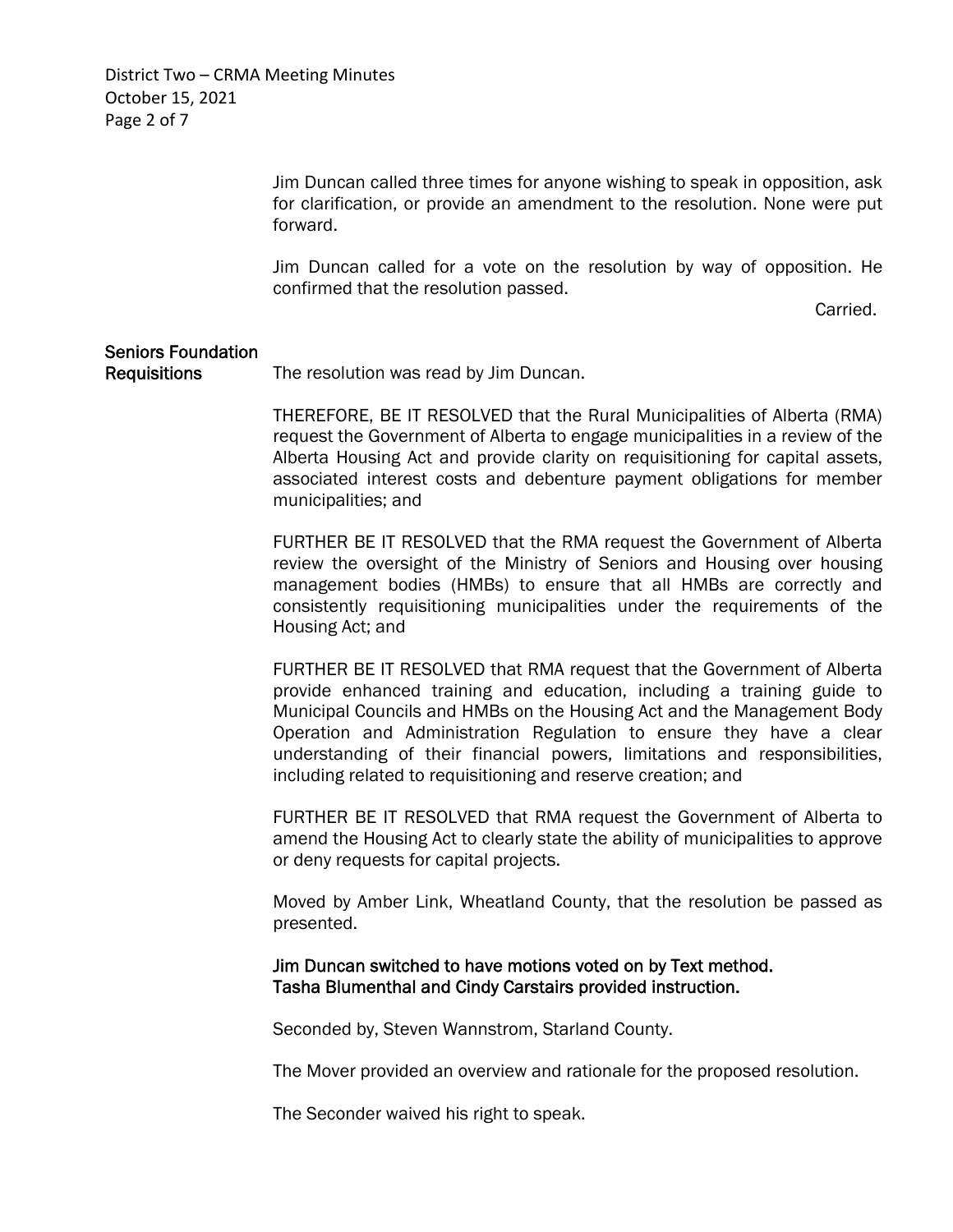Jim Duncan called three times for anyone wishing to speak in opposition, ask for clarification, or provide an amendment to the resolution. None were put forward.

Jim Duncan called for a vote on the resolution by way of opposition. He confirmed that the resolution passed.

Carried.

**Seniors Foundation Requisitions**

The resolution was read by Jim Duncan.

THEREFORE, BE IT RESOLVED that the Rural Municipalities of Alberta (RMA) request the Government of Alberta to engage municipalities in a review of the Alberta Housing Act and provide clarity on requisitioning for capital assets, associated interest costs and debenture payment obligations for member municipalities; and

FURTHER BE IT RESOLVED that the RMA request the Government of Alberta review the oversight of the Ministry of Seniors and Housing over housing management bodies (HMBs) to ensure that all HMBs are correctly and consistently requisitioning municipalities under the requirements of the Housing Act; and

FURTHER BE IT RESOLVED that RMA request that the Government of Alberta provide enhanced training and education, including a training guide to Municipal Councils and HMBs on the Housing Act and the Management Body Operation and Administration Regulation to ensure they have a clear understanding of their financial powers, limitations and responsibilities, including related to requisitioning and reserve creation; and

FURTHER BE IT RESOLVED that RMA request the Government of Alberta to amend the Housing Act to clearly state the ability of municipalities to approve or deny requests for capital projects.

Moved by Amber Link, Wheatland County, that the resolution be passed as presented.

**Jim Duncan switched to have motions voted on by Text method.**
**Tasha Blumenthal and Cindy Carstairs provided instruction.**

Seconded by, Steven Wannstrom, Starland County.

The Mover provided an overview and rationale for the proposed resolution.

The Seconder waived his right to speak.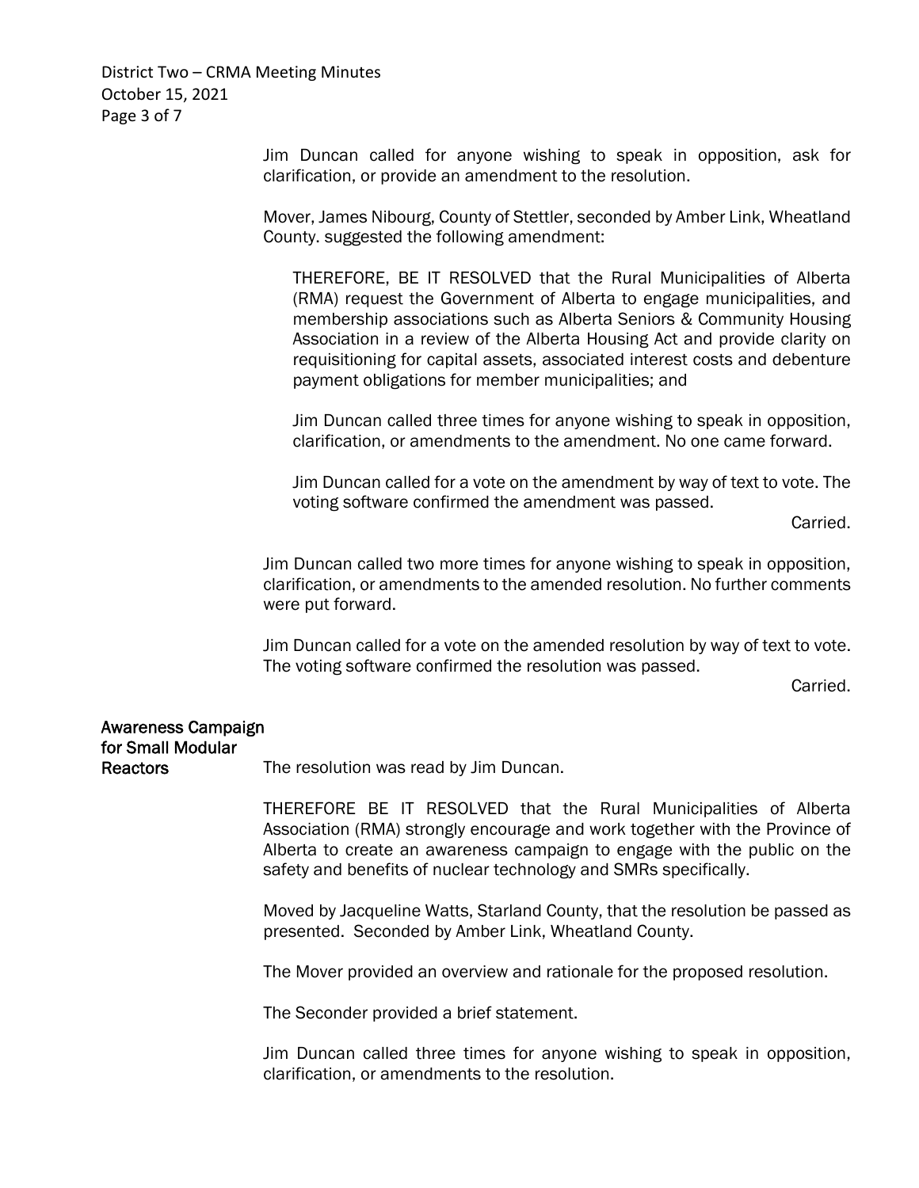Jim Duncan called for anyone wishing to speak in opposition, ask for clarification, or provide an amendment to the resolution.

Mover, James Nibourg, County of Stettler, seconded by Amber Link, Wheatland County. suggested the following amendment:

> THEREFORE, BE IT RESOLVED that the Rural Municipalities of Alberta (RMA) request the Government of Alberta to engage municipalities, and membership associations such as Alberta Seniors & Community Housing Association in a review of the Alberta Housing Act and provide clarity on requisitioning for capital assets, associated interest costs and debenture payment obligations for member municipalities; and
>
> Jim Duncan called three times for anyone wishing to speak in opposition, clarification, or amendments to the amendment. No one came forward.
>
> Jim Duncan called for a vote on the amendment by way of text to vote. The voting software confirmed the amendment was passed.
>
> Carried.

Jim Duncan called two more times for anyone wishing to speak in opposition, clarification, or amendments to the amended resolution. No further comments were put forward.

Jim Duncan called for a vote on the amended resolution by way of text to vote. The voting software confirmed the resolution was passed.

Carried.

## Awareness Campaign for Small Modular Reactors

The resolution was read by Jim Duncan.

THEREFORE BE IT RESOLVED that the Rural Municipalities of Alberta Association (RMA) strongly encourage and work together with the Province of Alberta to create an awareness campaign to engage with the public on the safety and benefits of nuclear technology and SMRs specifically.

Moved by Jacqueline Watts, Starland County, that the resolution be passed as presented. Seconded by Amber Link, Wheatland County.

The Mover provided an overview and rationale for the proposed resolution.

The Seconder provided a brief statement.

Jim Duncan called three times for anyone wishing to speak in opposition, clarification, or amendments to the resolution.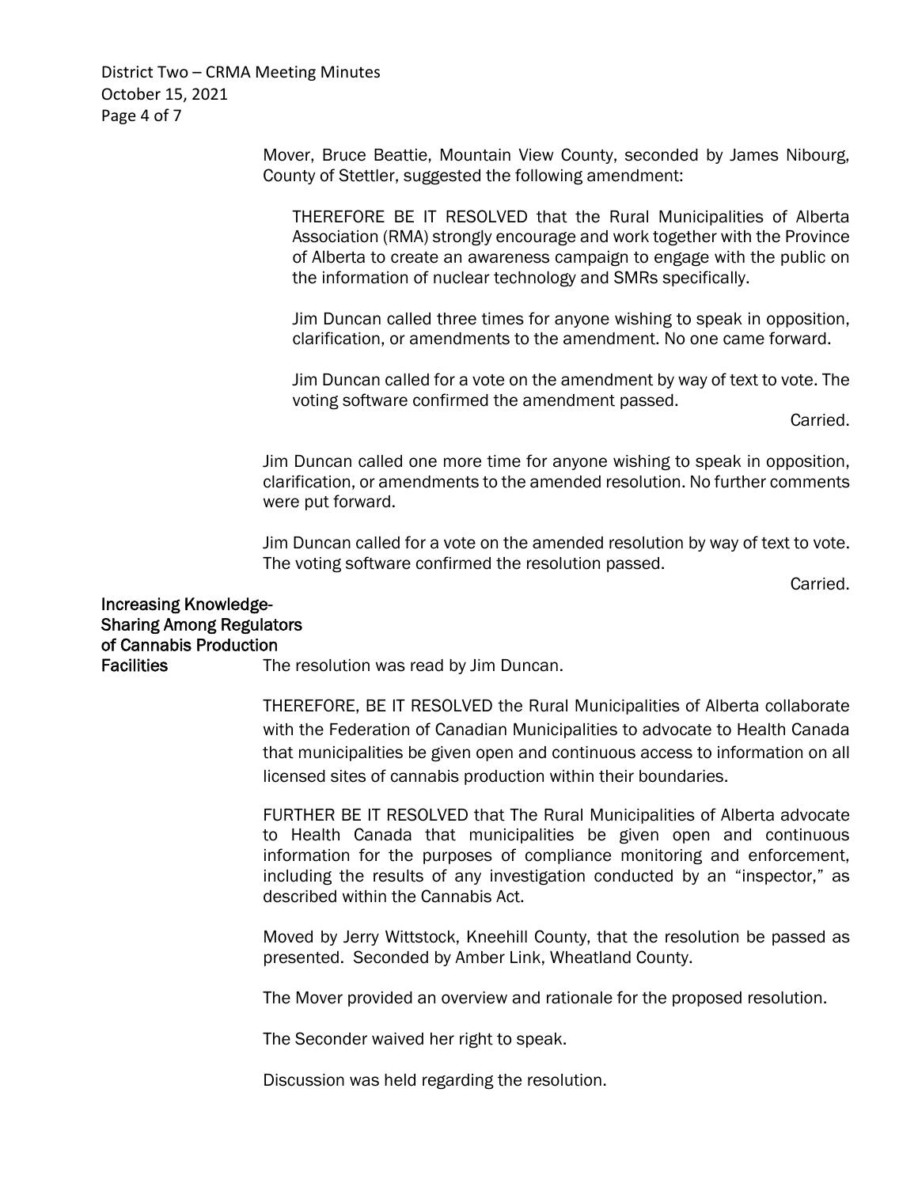Mover, Bruce Beattie, Mountain View County, seconded by James Nibourg, County of Stettler, suggested the following amendment:

> THEREFORE BE IT RESOLVED that the Rural Municipalities of Alberta Association (RMA) strongly encourage and work together with the Province of Alberta to create an awareness campaign to engage with the public on the information of nuclear technology and SMRs specifically.
>
> Jim Duncan called three times for anyone wishing to speak in opposition, clarification, or amendments to the amendment. No one came forward.
>
> Jim Duncan called for a vote on the amendment by way of text to vote. The voting software confirmed the amendment passed.
>
> Carried.

Jim Duncan called one more time for anyone wishing to speak in opposition, clarification, or amendments to the amended resolution. No further comments were put forward.

Jim Duncan called for a vote on the amended resolution by way of text to vote. The voting software confirmed the resolution passed.

Carried.

**Increasing Knowledge-Sharing Among Regulators of Cannabis Production Facilities**

The resolution was read by Jim Duncan.

THEREFORE, BE IT RESOLVED the Rural Municipalities of Alberta collaborate with the Federation of Canadian Municipalities to advocate to Health Canada that municipalities be given open and continuous access to information on all licensed sites of cannabis production within their boundaries.

FURTHER BE IT RESOLVED that The Rural Municipalities of Alberta advocate to Health Canada that municipalities be given open and continuous information for the purposes of compliance monitoring and enforcement, including the results of any investigation conducted by an "inspector," as described within the Cannabis Act.

Moved by Jerry Wittstock, Kneehill County, that the resolution be passed as presented. Seconded by Amber Link, Wheatland County.

The Mover provided an overview and rationale for the proposed resolution.

The Seconder waived her right to speak.

Discussion was held regarding the resolution.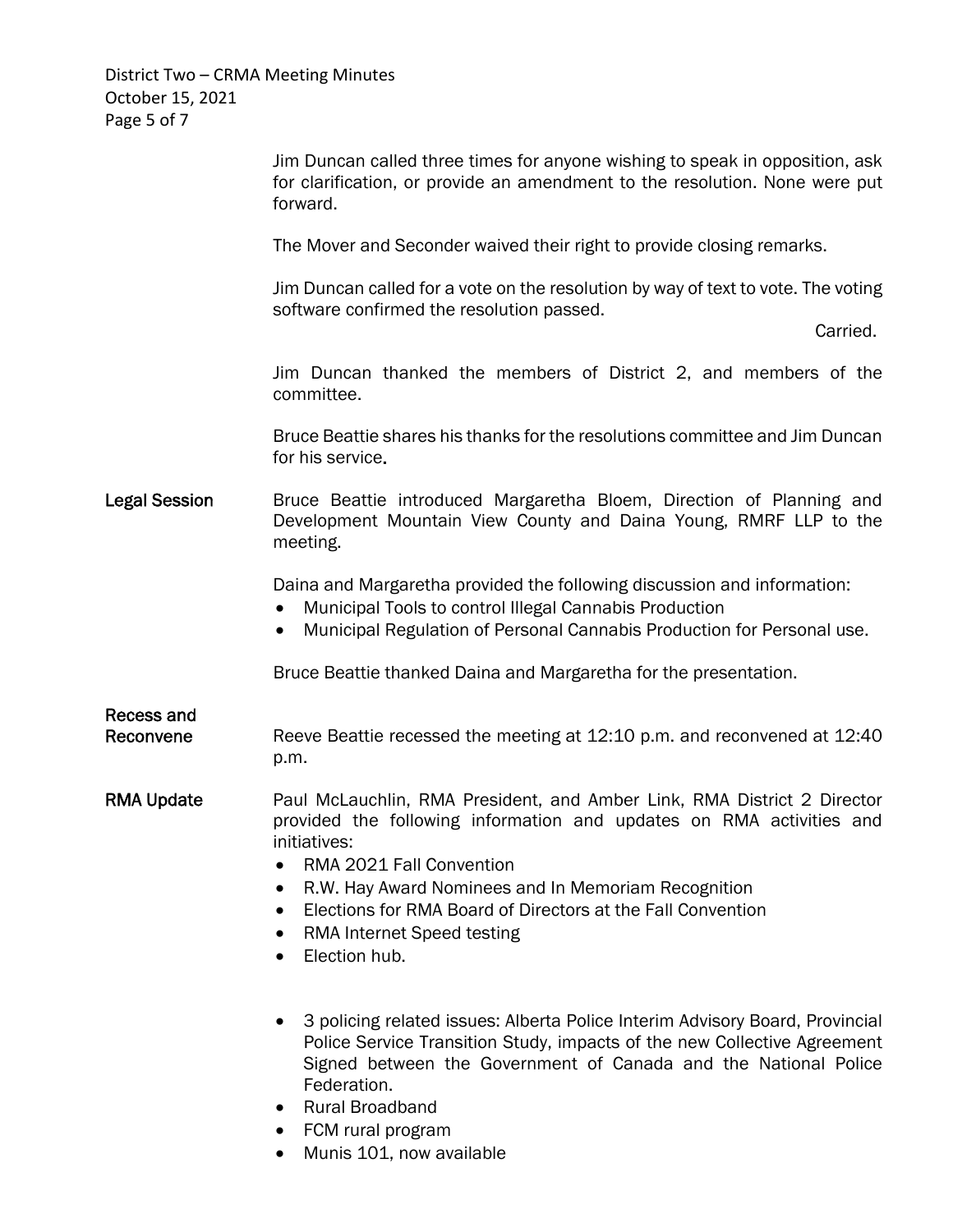Jim Duncan called three times for anyone wishing to speak in opposition, ask for clarification, or provide an amendment to the resolution. None were put forward.

The Mover and Seconder waived their right to provide closing remarks.

Jim Duncan called for a vote on the resolution by way of text to vote. The voting software confirmed the resolution passed.

Carried.

Jim Duncan thanked the members of District 2, and members of the committee.

Bruce Beattie shares his thanks for the resolutions committee and Jim Duncan for his service.

**Legal Session**

Bruce Beattie introduced Margaretha Bloem, Direction of Planning and Development Mountain View County and Daina Young, RMRF LLP to the meeting.

Daina and Margaretha provided the following discussion and information:

- Municipal Tools to control Illegal Cannabis Production
- Municipal Regulation of Personal Cannabis Production for Personal use.

Bruce Beattie thanked Daina and Margaretha for the presentation.

**Recess and Reconvene**

Reeve Beattie recessed the meeting at 12:10 p.m. and reconvened at 12:40 p.m.

**RMA Update**

Paul McLauchlin, RMA President, and Amber Link, RMA District 2 Director provided the following information and updates on RMA activities and initiatives:

- RMA 2021 Fall Convention
- R.W. Hay Award Nominees and In Memoriam Recognition
- Elections for RMA Board of Directors at the Fall Convention
- RMA Internet Speed testing
- Election hub.

- 3 policing related issues: Alberta Police Interim Advisory Board, Provincial Police Service Transition Study, impacts of the new Collective Agreement Signed between the Government of Canada and the National Police Federation.
- Rural Broadband
- FCM rural program
- Munis 101, now available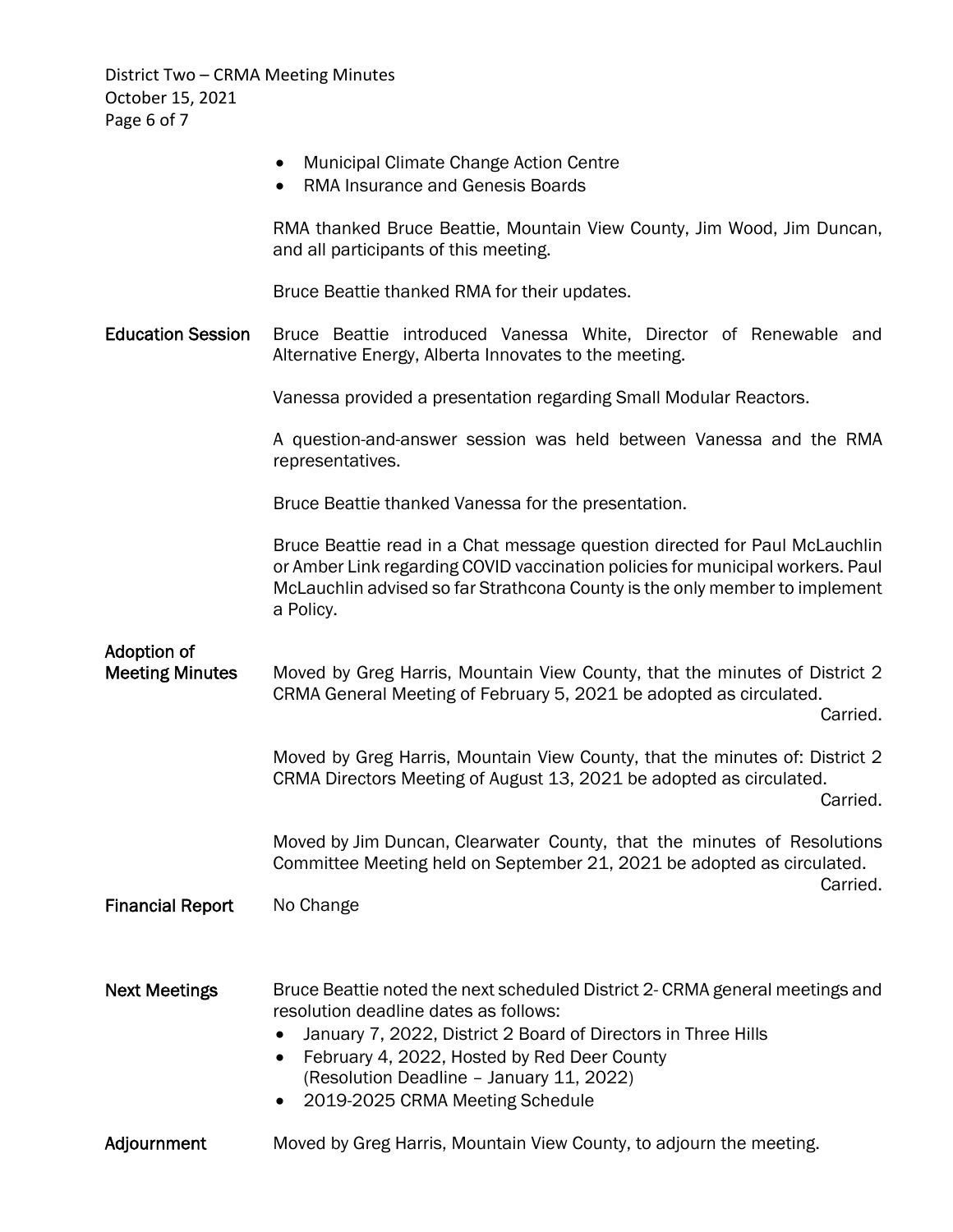- Municipal Climate Change Action Centre
- RMA Insurance and Genesis Boards

RMA thanked Bruce Beattie, Mountain View County, Jim Wood, Jim Duncan, and all participants of this meeting.

Bruce Beattie thanked RMA for their updates.

**Education Session**

Bruce Beattie introduced Vanessa White, Director of Renewable and Alternative Energy, Alberta Innovates to the meeting.

Vanessa provided a presentation regarding Small Modular Reactors.

A question-and-answer session was held between Vanessa and the RMA representatives.

Bruce Beattie thanked Vanessa for the presentation.

Bruce Beattie read in a Chat message question directed for Paul McLauchlin or Amber Link regarding COVID vaccination policies for municipal workers. Paul McLauchlin advised so far Strathcona County is the only member to implement a Policy.

**Adoption of Meeting Minutes**

Moved by Greg Harris, Mountain View County, that the minutes of District 2 CRMA General Meeting of February 5, 2021 be adopted as circulated.
Carried.

Moved by Greg Harris, Mountain View County, that the minutes of: District 2 CRMA Directors Meeting of August 13, 2021 be adopted as circulated.
Carried.

Moved by Jim Duncan, Clearwater County, that the minutes of Resolutions Committee Meeting held on September 21, 2021 be adopted as circulated.
Carried.

**Financial Report**

No Change

**Next Meetings**

Bruce Beattie noted the next scheduled District 2- CRMA general meetings and resolution deadline dates as follows:

- January 7, 2022, District 2 Board of Directors in Three Hills
- February 4, 2022, Hosted by Red Deer County (Resolution Deadline – January 11, 2022)
- 2019-2025 CRMA Meeting Schedule

**Adjournment**

Moved by Greg Harris, Mountain View County, to adjourn the meeting.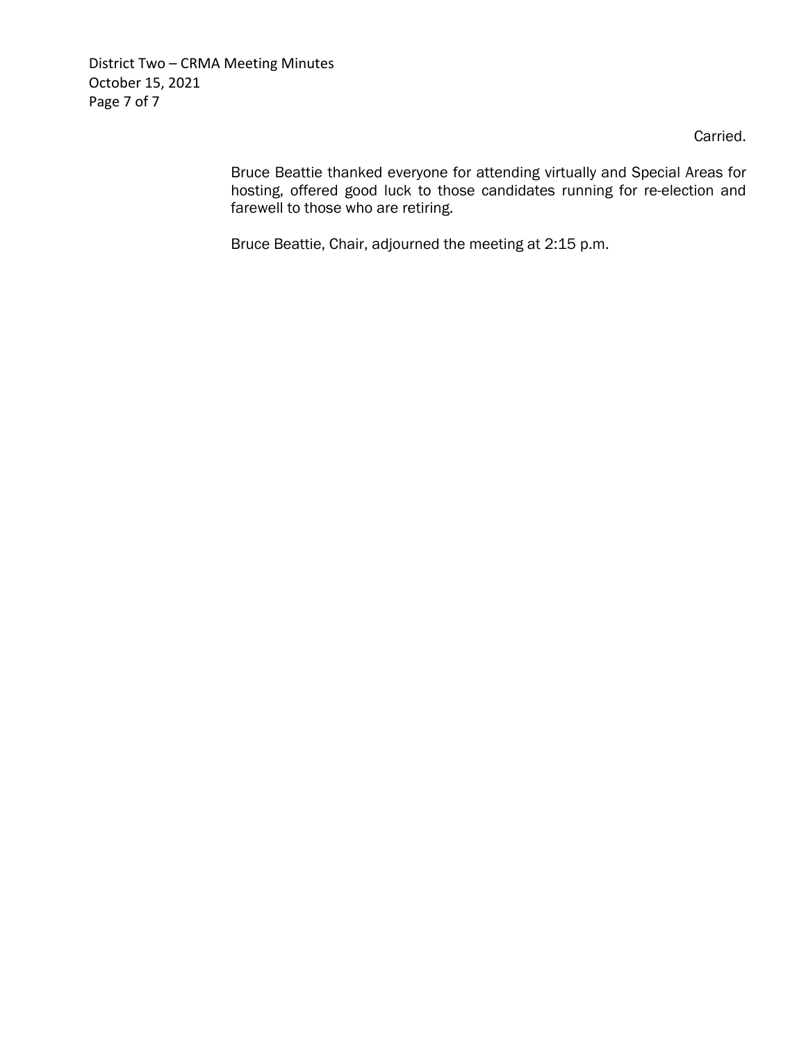Carried.

Bruce Beattie thanked everyone for attending virtually and Special Areas for hosting, offered good luck to those candidates running for re-election and farewell to those who are retiring.

Bruce Beattie, Chair, adjourned the meeting at 2:15 p.m.